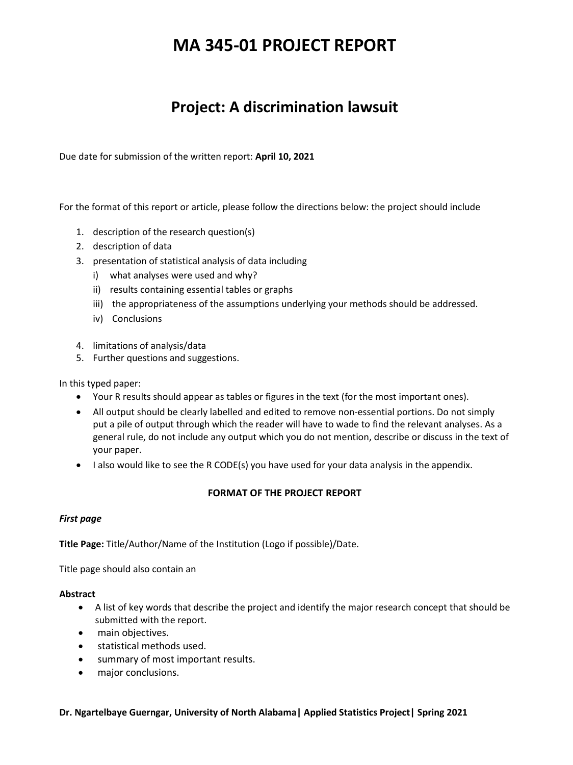# MA 345-01 PROJECT REPORT

## Project: A discrimination lawsuit

Due date for submission of the written report: **April 10, 2021**

For the format of this report or article, please follow the directions below: the project should include

1. description of the research question(s)
2. description of data
3. presentation of statistical analysis of data including
   i) what analyses were used and why?
   ii) results containing essential tables or graphs
   iii) the appropriateness of the assumptions underlying your methods should be addressed.
   iv) Conclusions
4. limitations of analysis/data
5. Further questions and suggestions.

In this typed paper:

- Your R results should appear as tables or figures in the text (for the most important ones).
- All output should be clearly labelled and edited to remove non-essential portions. Do not simply put a pile of output through which the reader will have to wade to find the relevant analyses. As a general rule, do not include any output which you do not mention, describe or discuss in the text of your paper.
- I also would like to see the R CODE(s) you have used for your data analysis in the appendix.

**FORMAT OF THE PROJECT REPORT**

***First page***

**Title Page:** Title/Author/Name of the Institution (Logo if possible)/Date.

Title page should also contain an

**Abstract**

- A list of key words that describe the project and identify the major research concept that should be submitted with the report.
- main objectives.
- statistical methods used.
- summary of most important results.
- major conclusions.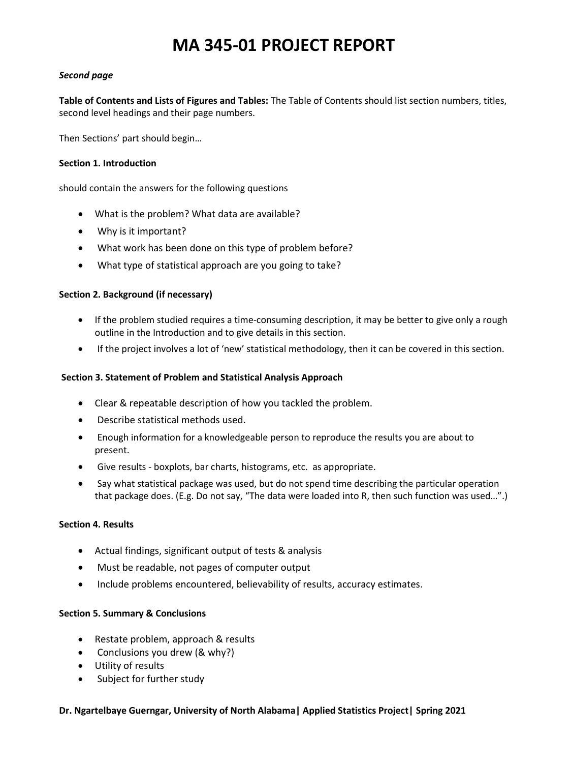***Second page***

**Table of Contents and Lists of Figures and Tables:** The Table of Contents should list section numbers, titles, second level headings and their page numbers.

Then Sections' part should begin…

**Section 1. Introduction**

should contain the answers for the following questions

- What is the problem? What data are available?
- Why is it important?
- What work has been done on this type of problem before?
- What type of statistical approach are you going to take?

**Section 2. Background (if necessary)**

- If the problem studied requires a time-consuming description, it may be better to give only a rough outline in the Introduction and to give details in this section.
- If the project involves a lot of 'new' statistical methodology, then it can be covered in this section.

**Section 3. Statement of Problem and Statistical Analysis Approach**

- Clear & repeatable description of how you tackled the problem.
- Describe statistical methods used.
- Enough information for a knowledgeable person to reproduce the results you are about to present.
- Give results - boxplots, bar charts, histograms, etc. as appropriate.
- Say what statistical package was used, but do not spend time describing the particular operation that package does. (E.g. Do not say, "The data were loaded into R, then such function was used…".)

**Section 4. Results**

- Actual findings, significant output of tests & analysis
- Must be readable, not pages of computer output
- Include problems encountered, believability of results, accuracy estimates.

**Section 5. Summary & Conclusions**

- Restate problem, approach & results
- Conclusions you drew (& why?)
- Utility of results
- Subject for further study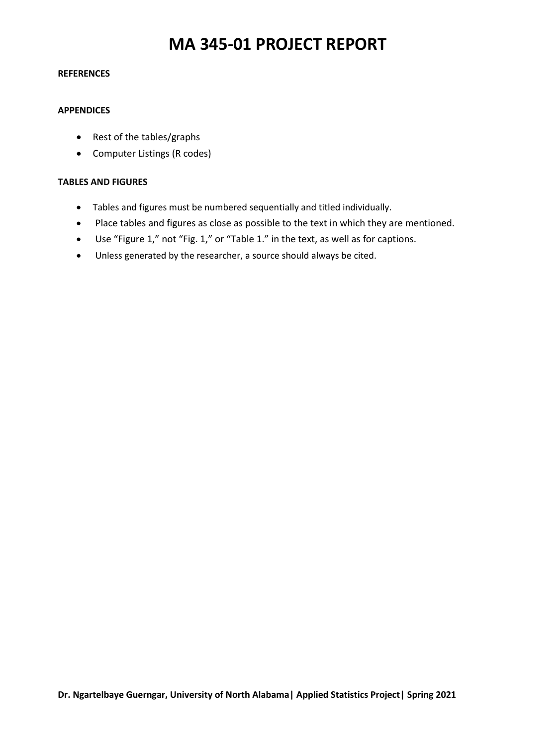# MA 345-01 PROJECT REPORT

**REFERENCES**

**APPENDICES**

- Rest of the tables/graphs
- Computer Listings (R codes)

**TABLES AND FIGURES**

- Tables and figures must be numbered sequentially and titled individually.
- Place tables and figures as close as possible to the text in which they are mentioned.
- Use "Figure 1," not "Fig. 1," or "Table 1." in the text, as well as for captions.
- Unless generated by the researcher, a source should always be cited.